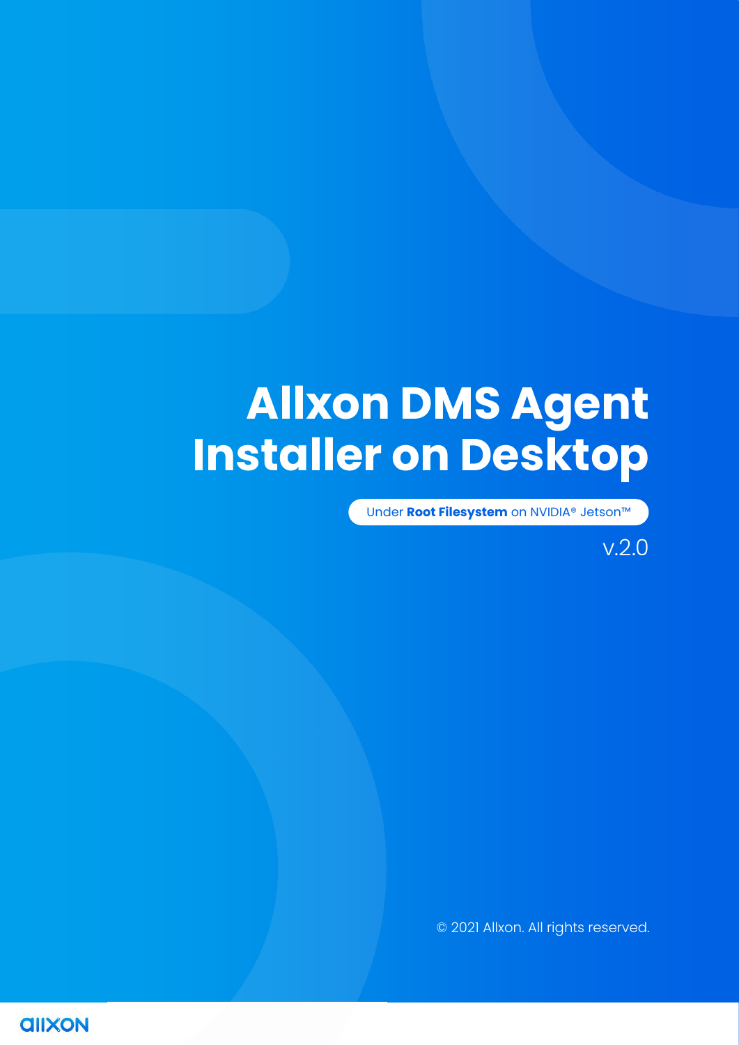# Allxon DMS Agent Installer on Desktop

Under **Root Filesystem** on NVIDIA® Jetson™

v.2.0

© 2021 Allxon. All rights reserved.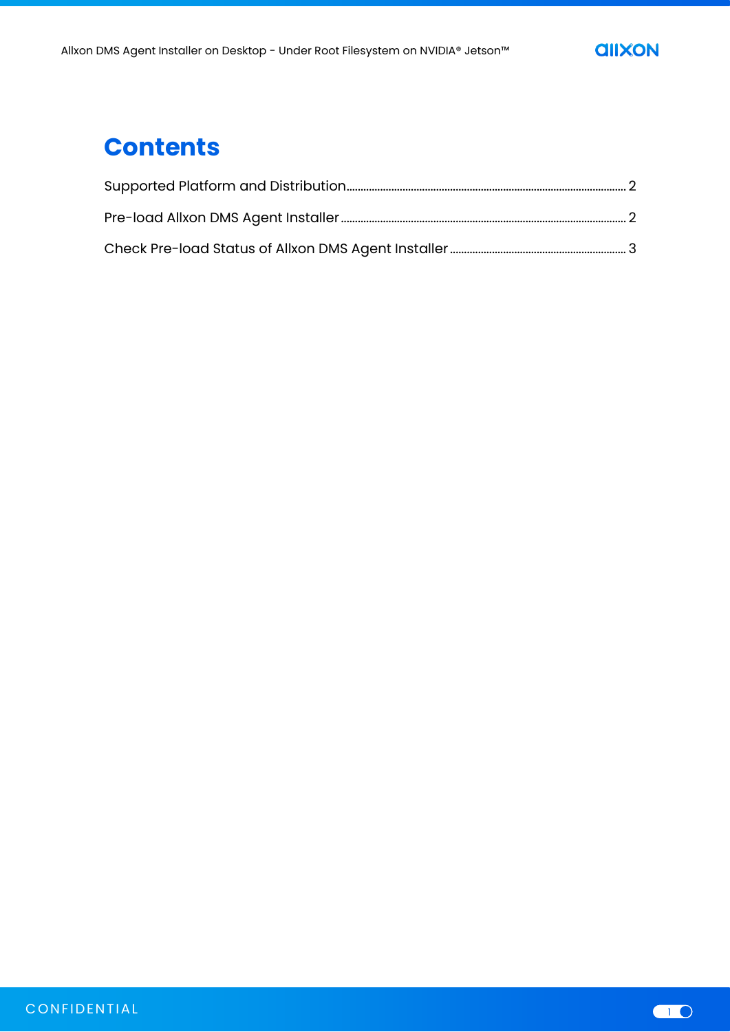# Contents

Supported Platform and Distribution ........................................................................................ 2

Pre-load Allxon DMS Agent Installer ........................................................................................ 2

Check Pre-load Status of Allxon DMS Agent Installer ............................................................. 3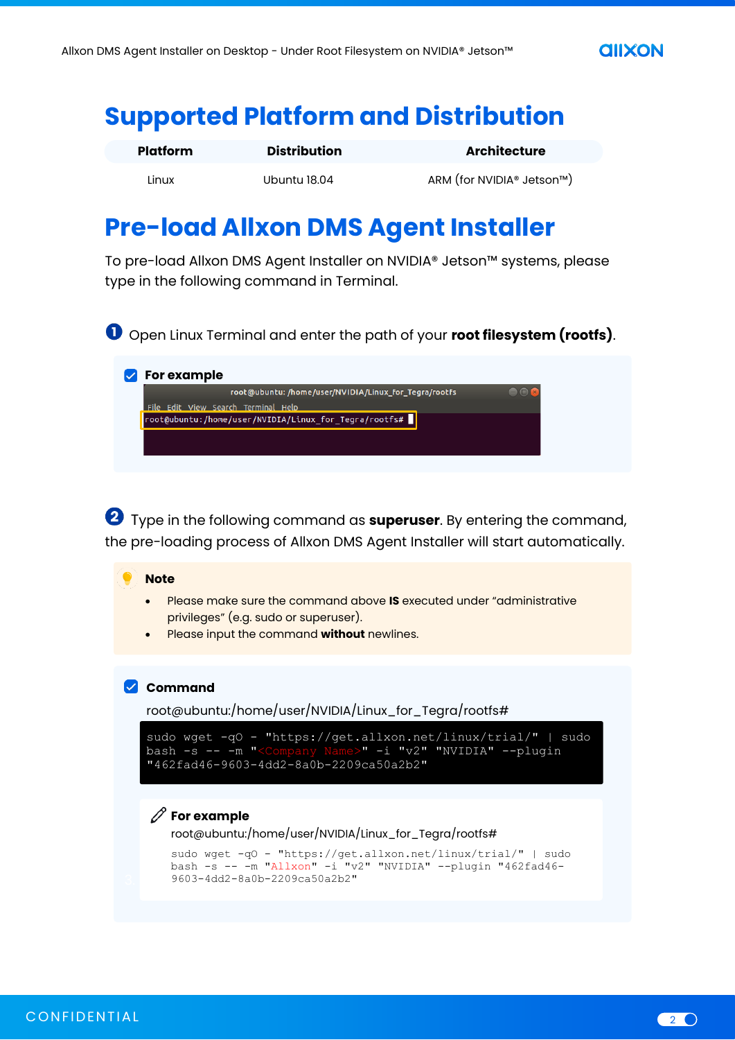# Supported Platform and Distribution

| Platform | Distribution | Architecture |
|---|---|---|
| Linux | Ubuntu 18.04 | ARM (for NVIDIA® Jetson™) |

# Pre-load Allxon DMS Agent Installer

To pre-load Allxon DMS Agent Installer on NVIDIA® Jetson™ systems, please type in the following command in Terminal.

1. Open Linux Terminal and enter the path of your **root filesystem (rootfs)**.

**For example**

```
root@ubuntu:/home/user/NVIDIA/Linux_for_Tegra/rootfs#
```

2. Type in the following command as **superuser**. By entering the command, the pre-loading process of Allxon DMS Agent Installer will start automatically.

**Note**

- Please make sure the command above **IS** executed under "administrative privileges" (e.g. sudo or superuser).
- Please input the command **without** newlines.

**Command**

root@ubuntu:/home/user/NVIDIA/Linux_for_Tegra/rootfs#

```
sudo wget -qO - "https://get.allxon.net/linux/trial/" | sudo bash -s -- -m "<Company Name>" -i "v2" "NVIDIA" --plugin "462fad46-9603-4dd2-8a0b-2209ca50a2b2"
```

**For example**

root@ubuntu:/home/user/NVIDIA/Linux_for_Tegra/rootfs#

```
sudo wget -qO - "https://get.allxon.net/linux/trial/" | sudo bash -s -- -m "Allxon" -i "v2" "NVIDIA" --plugin "462fad46-9603-4dd2-8a0b-2209ca50a2b2"
```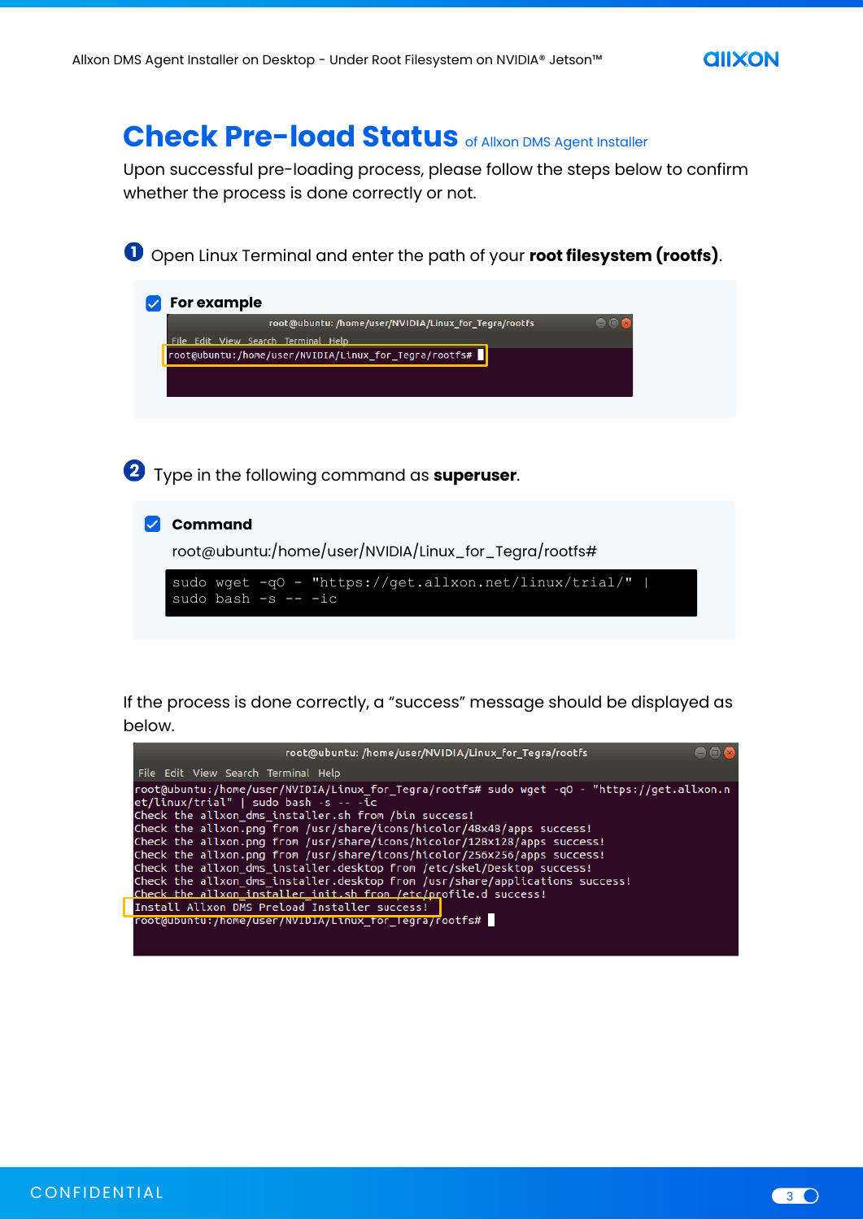# Check Pre-load Status of Allxon DMS Agent Installer

Upon successful pre-loading process, please follow the steps below to confirm whether the process is done correctly or not.

1. Open Linux Terminal and enter the path of your **root filesystem (rootfs)**.

**For example**

```
root@ubuntu:/home/user/NVIDIA/Linux_for_Tegra/rootfs#
```

2. Type in the following command as **superuser**.

**Command**

root@ubuntu:/home/user/NVIDIA/Linux_for_Tegra/rootfs#

```
sudo wget -qO - "https://get.allxon.net/linux/trial/" | sudo bash -s -- -ic
```

If the process is done correctly, a “success” message should be displayed as below.

```
root@ubuntu:/home/user/NVIDIA/Linux_for_Tegra/rootfs# sudo wget -qO - "https://get.allxon.net/linux/trial" | sudo bash -s -- -ic
Check the allxon_dms_installer.sh from /bin success!
Check the allxon.png from /usr/share/icons/hicolor/48x48/apps success!
Check the allxon.png from /usr/share/icons/hicolor/128x128/apps success!
Check the allxon.png from /usr/share/icons/hicolor/256x256/apps success!
Check the allxon_dms_installer.desktop from /etc/skel/Desktop success!
Check the allxon_dms_installer.desktop from /usr/share/applications success!
Check the allxon_installer_init.sh from /etc/profile.d success!
Install Allxon DMS Preload Installer success!
root@ubuntu:/home/user/NVIDIA/Linux_for_Tegra/rootfs#
```